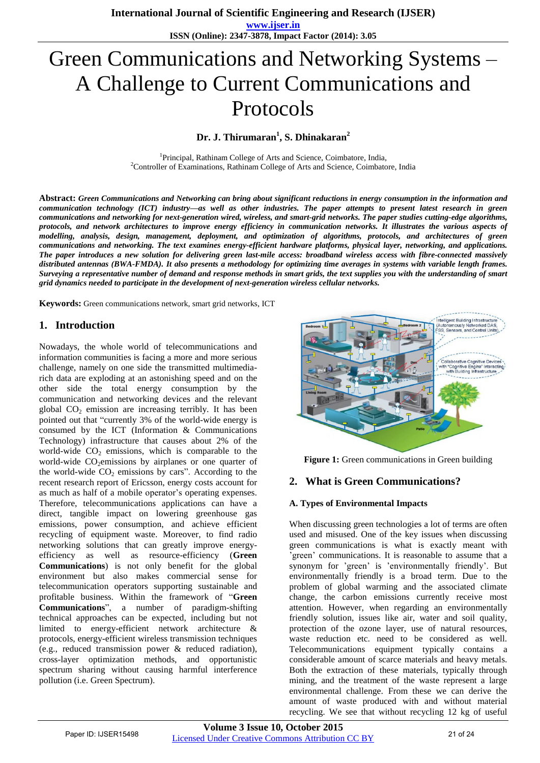# Green Communications and Networking Systems – A Challenge to Current Communications and Protocols

**Dr. J. Thirumaran[1], S. Dhinakaran[2]**

[1]Principal, Rathinam College of Arts and Science, Coimbatore, India,
[2]Controller of Examinations, Rathinam College of Arts and Science, Coimbatore, India

**Abstract:** ***Green Communications and Networking can bring about significant reductions in energy consumption in the information and communication technology (ICT) industry—as well as other industries. The paper attempts to present latest research in green communications and networking for next-generation wired, wireless, and smart-grid networks. The paper studies cutting-edge algorithms, protocols, and network architectures to improve energy efficiency in communication networks. It illustrates the various aspects of modelling, analysis, design, management, deployment, and optimization of algorithms, protocols, and architectures of green communications and networking. The text examines energy-efficient hardware platforms, physical layer, networking, and applications. The paper introduces a new solution for delivering green last-mile access: broadband wireless access with fibre-connected massively distributed antennas (BWA-FMDA). It also presents a methodology for optimizing time averages in systems with variable length frames. Surveying a representative number of demand and response methods in smart grids, the text supplies you with the understanding of smart grid dynamics needed to participate in the development of next-generation wireless cellular networks.***

**Keywords:** Green communications network, smart grid networks, ICT

## 1. Introduction

Nowadays, the whole world of telecommunications and information communities is facing a more and more serious challenge, namely on one side the transmitted multimedia-rich data are exploding at an astonishing speed and on the other side the total energy consumption by the communication and networking devices and the relevant global $CO_2$ emission are increasing terribly. It has been pointed out that "currently 3% of the world-wide energy is consumed by the ICT (Information & Communications Technology) infrastructure that causes about 2% of the world-wide $CO_2$ emissions, which is comparable to the world-wide $CO_2$emissions by airplanes or one quarter of the world-wide $CO_2$ emissions by cars". According to the recent research report of Ericsson, energy costs account for as much as half of a mobile operator's operating expenses. Therefore, telecommunications applications can have a direct, tangible impact on lowering greenhouse gas emissions, power consumption, and achieve efficient recycling of equipment waste. Moreover, to find radio networking solutions that can greatly improve energy-efficiency as well as resource-efficiency (**Green Communications**) is not only benefit for the global environment but also makes commercial sense for telecommunication operators supporting sustainable and profitable business. Within the framework of "**Green Communications**", a number of paradigm-shifting technical approaches can be expected, including but not limited to energy-efficient network architecture & protocols, energy-efficient wireless transmission techniques (e.g., reduced transmission power & reduced radiation), cross-layer optimization methods, and opportunistic spectrum sharing without causing harmful interference pollution (i.e. Green Spectrum).

**Figure 1:** Green communications in Green building

## 2. What is Green Communications?

### A. Types of Environmental Impacts

When discussing green technologies a lot of terms are often used and misused. One of the key issues when discussing green communications is what is exactly meant with 'green' communications. It is reasonable to assume that a synonym for 'green' is 'environmentally friendly'. But environmentally friendly is a broad term. Due to the problem of global warming and the associated climate change, the carbon emissions currently receive most attention. However, when regarding an environmentally friendly solution, issues like air, water and soil quality, protection of the ozone layer, use of natural resources, waste reduction etc. need to be considered as well. Telecommunications equipment typically contains a considerable amount of scarce materials and heavy metals. Both the extraction of these materials, typically through mining, and the treatment of the waste represent a large environmental challenge. From these we can derive the amount of waste produced with and without material recycling. We see that without recycling 12 kg of useful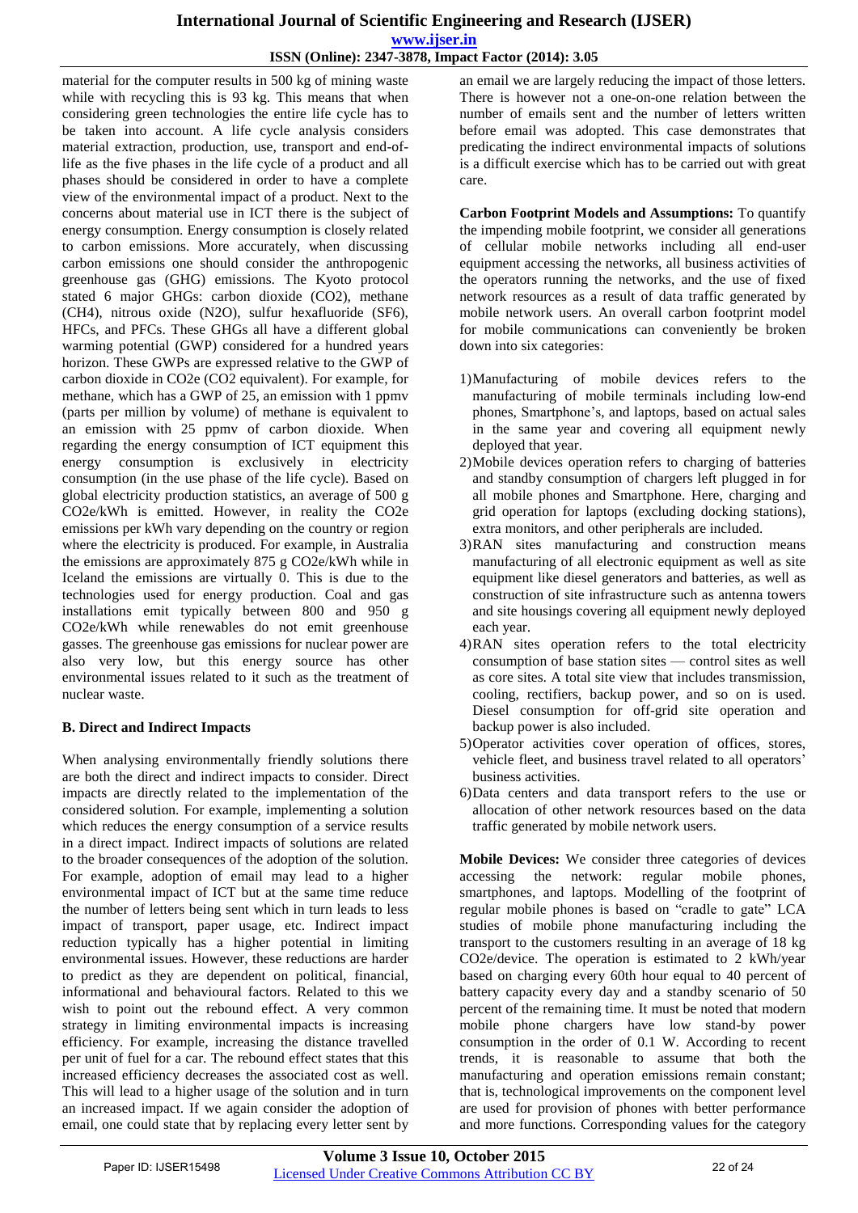material for the computer results in 500 kg of mining waste while with recycling this is 93 kg. This means that when considering green technologies the entire life cycle has to be taken into account. A life cycle analysis considers material extraction, production, use, transport and end-of-life as the five phases in the life cycle of a product and all phases should be considered in order to have a complete view of the environmental impact of a product. Next to the concerns about material use in ICT there is the subject of energy consumption. Energy consumption is closely related to carbon emissions. More accurately, when discussing carbon emissions one should consider the anthropogenic greenhouse gas (GHG) emissions. The Kyoto protocol stated 6 major GHGs: carbon dioxide ($CO_2$), methane ($CH_4$), nitrous oxide ($N_2O$), sulfur hexafluoride ($SF_6$), HFCs, and PFCs. These GHGs all have a different global warming potential (GWP) considered for a hundred years horizon. These GWPs are expressed relative to the GWP of carbon dioxide in $CO_2e$ ($CO_2$ equivalent). For example, for methane, which has a GWP of 25, an emission with 1 ppmv (parts per million by volume) of methane is equivalent to an emission with 25 ppmv of carbon dioxide. When regarding the energy consumption of ICT equipment this energy consumption is exclusively in electricity consumption (in the use phase of the life cycle). Based on global electricity production statistics, an average of 500 g $CO_2e$/kWh is emitted. However, in reality the $CO_2e$ emissions per kWh vary depending on the country or region where the electricity is produced. For example, in Australia the emissions are approximately 875 g $CO_2e$/kWh while in Iceland the emissions are virtually 0. This is due to the technologies used for energy production. Coal and gas installations emit typically between 800 and 950 g $CO_2e$/kWh while renewables do not emit greenhouse gasses. The greenhouse gas emissions for nuclear power are also very low, but this energy source has other environmental issues related to it such as the treatment of nuclear waste.

### B. Direct and Indirect Impacts

When analysing environmentally friendly solutions there are both the direct and indirect impacts to consider. Direct impacts are directly related to the implementation of the considered solution. For example, implementing a solution which reduces the energy consumption of a service results in a direct impact. Indirect impacts of solutions are related to the broader consequences of the adoption of the solution. For example, adoption of email may lead to a higher environmental impact of ICT but at the same time reduce the number of letters being sent which in turn leads to less impact of transport, paper usage, etc. Indirect impact reduction typically has a higher potential in limiting environmental issues. However, these reductions are harder to predict as they are dependent on political, financial, informational and behavioural factors. Related to this we wish to point out the rebound effect. A very common strategy in limiting environmental impacts is increasing efficiency. For example, increasing the distance travelled per unit of fuel for a car. The rebound effect states that this increased efficiency decreases the associated cost as well. This will lead to a higher usage of the solution and in turn an increased impact. If we again consider the adoption of email, one could state that by replacing every letter sent by an email we are largely reducing the impact of those letters. There is however not a one-on-one relation between the number of emails sent and the number of letters written before email was adopted. This case demonstrates that predicating the indirect environmental impacts of solutions is a difficult exercise which has to be carried out with great care.

**Carbon Footprint Models and Assumptions:** To quantify the impending mobile footprint, we consider all generations of cellular mobile networks including all end-user equipment accessing the networks, all business activities of the operators running the networks, and the use of fixed network resources as a result of data traffic generated by mobile network users. An overall carbon footprint model for mobile communications can conveniently be broken down into six categories:

1) Manufacturing of mobile devices refers to the manufacturing of mobile terminals including low-end phones, Smartphone's, and laptops, based on actual sales in the same year and covering all equipment newly deployed that year.
2) Mobile devices operation refers to charging of batteries and standby consumption of chargers left plugged in for all mobile phones and Smartphone. Here, charging and grid operation for laptops (excluding docking stations), extra monitors, and other peripherals are included.
3) RAN sites manufacturing and construction means manufacturing of all electronic equipment as well as site equipment like diesel generators and batteries, as well as construction of site infrastructure such as antenna towers and site housings covering all equipment newly deployed each year.
4) RAN sites operation refers to the total electricity consumption of base station sites — control sites as well as core sites. A total site view that includes transmission, cooling, rectifiers, backup power, and so on is used. Diesel consumption for off-grid site operation and backup power is also included.
5) Operator activities cover operation of offices, stores, vehicle fleet, and business travel related to all operators' business activities.
6) Data centers and data transport refers to the use or allocation of other network resources based on the data traffic generated by mobile network users.

**Mobile Devices:** We consider three categories of devices accessing the network: regular mobile phones, smartphones, and laptops. Modelling of the footprint of regular mobile phones is based on "cradle to gate" LCA studies of mobile phone manufacturing including the transport to the customers resulting in an average of 18 kg $CO_2e$/device. The operation is estimated to 2 kWh/year based on charging every 60th hour equal to 40 percent of battery capacity every day and a standby scenario of 50 percent of the remaining time. It must be noted that modern mobile phone chargers have low stand-by power consumption in the order of 0.1 W. According to recent trends, it is reasonable to assume that both the manufacturing and operation emissions remain constant; that is, technological improvements on the component level are used for provision of phones with better performance and more functions. Corresponding values for the category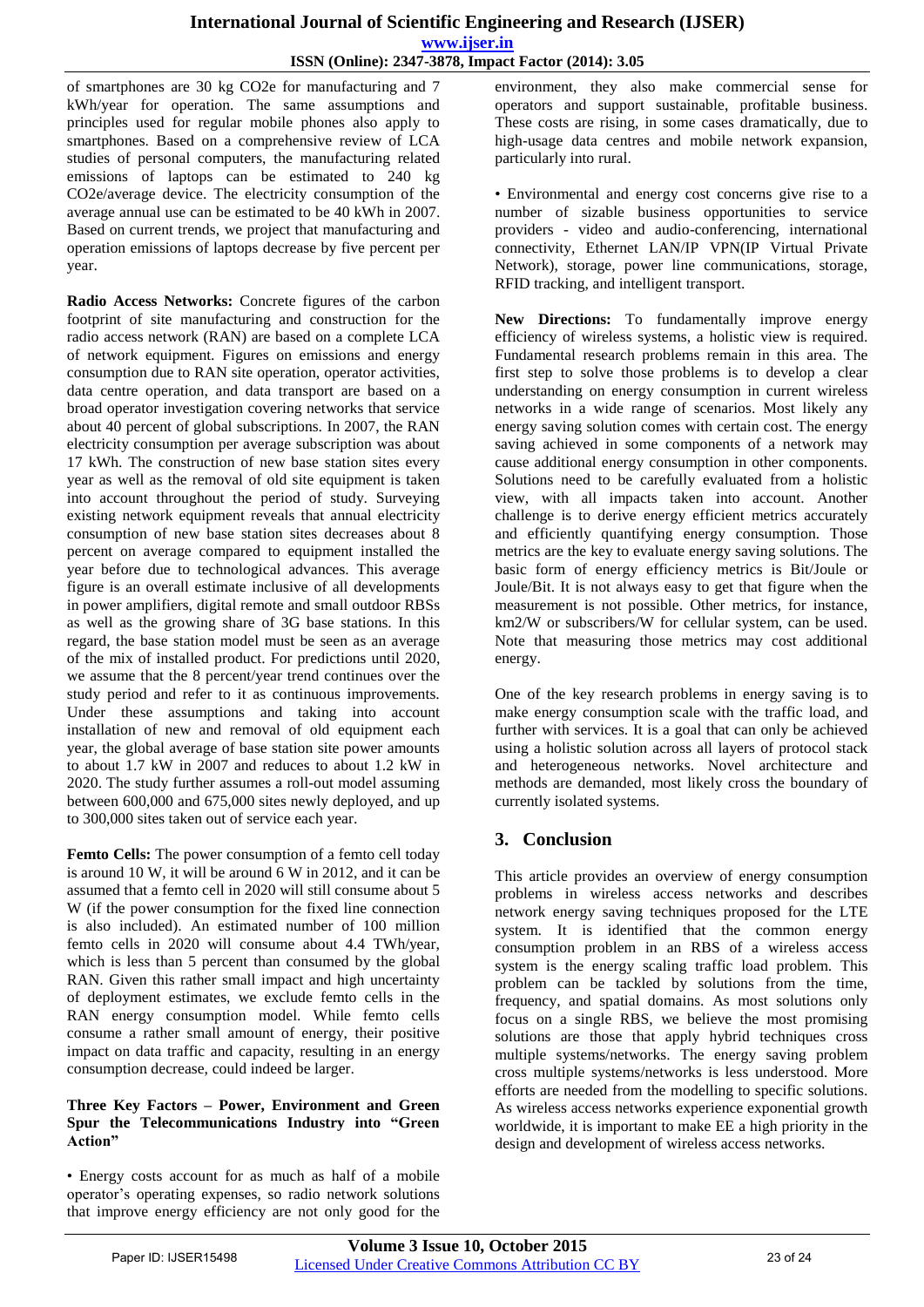of smartphones are 30 kg CO2e for manufacturing and 7 kWh/year for operation. The same assumptions and principles used for regular mobile phones also apply to smartphones. Based on a comprehensive review of LCA studies of personal computers, the manufacturing related emissions of laptops can be estimated to 240 kg CO2e/average device. The electricity consumption of the average annual use can be estimated to be 40 kWh in 2007. Based on current trends, we project that manufacturing and operation emissions of laptops decrease by five percent per year.

**Radio Access Networks:** Concrete figures of the carbon footprint of site manufacturing and construction for the radio access network (RAN) are based on a complete LCA of network equipment. Figures on emissions and energy consumption due to RAN site operation, operator activities, data centre operation, and data transport are based on a broad operator investigation covering networks that service about 40 percent of global subscriptions. In 2007, the RAN electricity consumption per average subscription was about 17 kWh. The construction of new base station sites every year as well as the removal of old site equipment is taken into account throughout the period of study. Surveying existing network equipment reveals that annual electricity consumption of new base station sites decreases about 8 percent on average compared to equipment installed the year before due to technological advances. This average figure is an overall estimate inclusive of all developments in power amplifiers, digital remote and small outdoor RBSs as well as the growing share of 3G base stations. In this regard, the base station model must be seen as an average of the mix of installed product. For predictions until 2020, we assume that the 8 percent/year trend continues over the study period and refer to it as continuous improvements. Under these assumptions and taking into account installation of new and removal of old equipment each year, the global average of base station site power amounts to about 1.7 kW in 2007 and reduces to about 1.2 kW in 2020. The study further assumes a roll-out model assuming between 600,000 and 675,000 sites newly deployed, and up to 300,000 sites taken out of service each year.

**Femto Cells:** The power consumption of a femto cell today is around 10 W, it will be around 6 W in 2012, and it can be assumed that a femto cell in 2020 will still consume about 5 W (if the power consumption for the fixed line connection is also included). An estimated number of 100 million femto cells in 2020 will consume about 4.4 TWh/year, which is less than 5 percent than consumed by the global RAN. Given this rather small impact and high uncertainty of deployment estimates, we exclude femto cells in the RAN energy consumption model. While femto cells consume a rather small amount of energy, their positive impact on data traffic and capacity, resulting in an energy consumption decrease, could indeed be larger.

**Three Key Factors – Power, Environment and Green Spur the Telecommunications Industry into "Green Action"**

- Energy costs account for as much as half of a mobile operator's operating expenses, so radio network solutions that improve energy efficiency are not only good for the environment, they also make commercial sense for operators and support sustainable, profitable business. These costs are rising, in some cases dramatically, due to high-usage data centres and mobile network expansion, particularly into rural.

- Environmental and energy cost concerns give rise to a number of sizable business opportunities to service providers - video and audio-conferencing, international connectivity, Ethernet LAN/IP VPN(IP Virtual Private Network), storage, power line communications, storage, RFID tracking, and intelligent transport.

**New Directions:** To fundamentally improve energy efficiency of wireless systems, a holistic view is required. Fundamental research problems remain in this area. The first step to solve those problems is to develop a clear understanding on energy consumption in current wireless networks in a wide range of scenarios. Most likely any energy saving solution comes with certain cost. The energy saving achieved in some components of a network may cause additional energy consumption in other components. Solutions need to be carefully evaluated from a holistic view, with all impacts taken into account. Another challenge is to derive energy efficient metrics accurately and efficiently quantifying energy consumption. Those metrics are the key to evaluate energy saving solutions. The basic form of energy efficiency metrics is Bit/Joule or Joule/Bit. It is not always easy to get that figure when the measurement is not possible. Other metrics, for instance, km2/W or subscribers/W for cellular system, can be used. Note that measuring those metrics may cost additional energy.

One of the key research problems in energy saving is to make energy consumption scale with the traffic load, and further with services. It is a goal that can only be achieved using a holistic solution across all layers of protocol stack and heterogeneous networks. Novel architecture and methods are demanded, most likely cross the boundary of currently isolated systems.

## 3. Conclusion

This article provides an overview of energy consumption problems in wireless access networks and describes network energy saving techniques proposed for the LTE system. It is identified that the common energy consumption problem in an RBS of a wireless access system is the energy scaling traffic load problem. This problem can be tackled by solutions from the time, frequency, and spatial domains. As most solutions only focus on a single RBS, we believe the most promising solutions are those that apply hybrid techniques cross multiple systems/networks. The energy saving problem cross multiple systems/networks is less understood. More efforts are needed from the modelling to specific solutions. As wireless access networks experience exponential growth worldwide, it is important to make EE a high priority in the design and development of wireless access networks.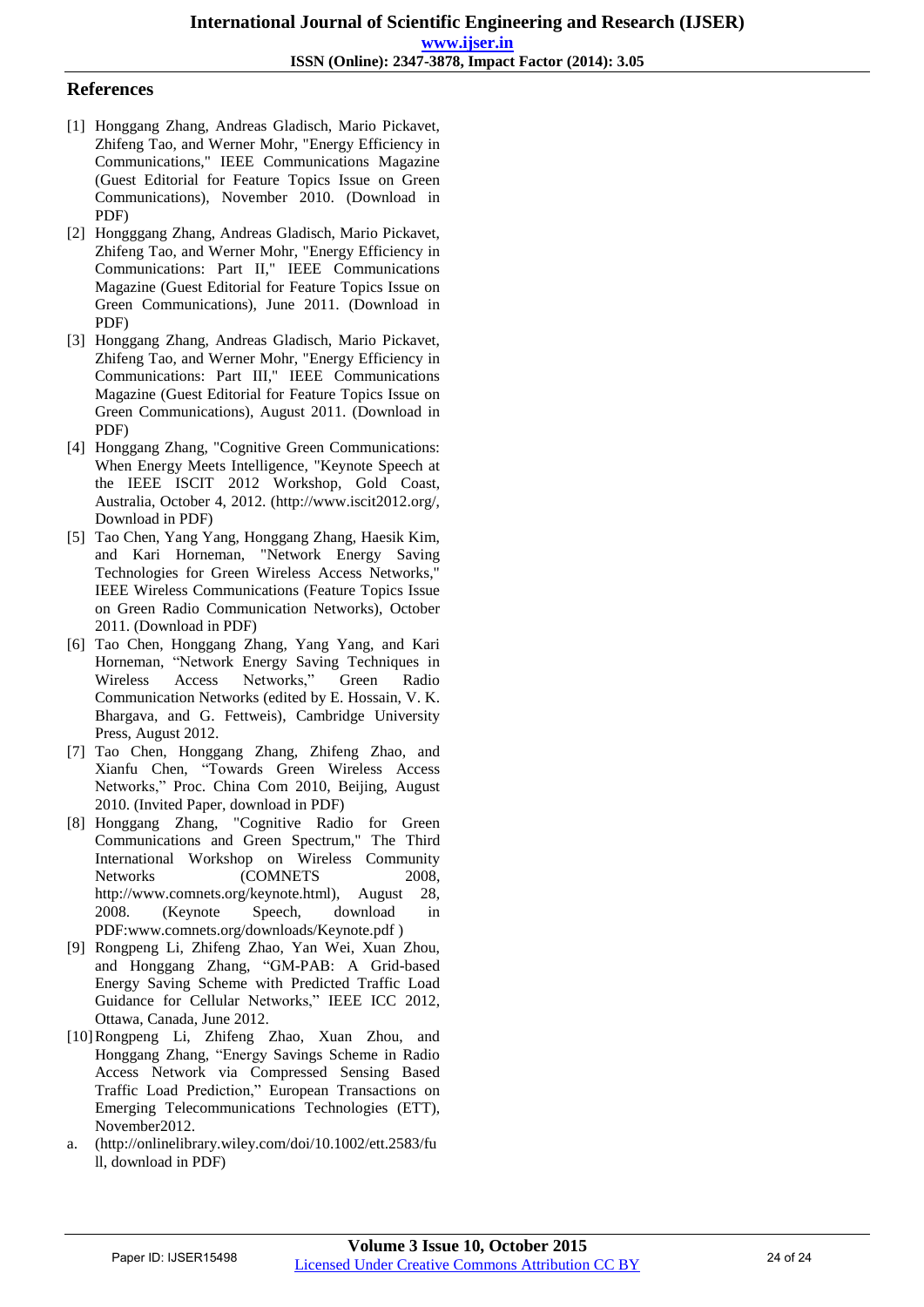## References

[1] Honggang Zhang, Andreas Gladisch, Mario Pickavet, Zhifeng Tao, and Werner Mohr, "Energy Efficiency in Communications," IEEE Communications Magazine (Guest Editorial for Feature Topics Issue on Green Communications), November 2010. (Download in PDF)

[2] Hongggang Zhang, Andreas Gladisch, Mario Pickavet, Zhifeng Tao, and Werner Mohr, "Energy Efficiency in Communications: Part II," IEEE Communications Magazine (Guest Editorial for Feature Topics Issue on Green Communications), June 2011. (Download in PDF)

[3] Honggang Zhang, Andreas Gladisch, Mario Pickavet, Zhifeng Tao, and Werner Mohr, "Energy Efficiency in Communications: Part III," IEEE Communications Magazine (Guest Editorial for Feature Topics Issue on Green Communications), August 2011. (Download in PDF)

[4] Honggang Zhang, "Cognitive Green Communications: When Energy Meets Intelligence, "Keynote Speech at the IEEE ISCIT 2012 Workshop, Gold Coast, Australia, October 4, 2012. (http://www.iscit2012.org/, Download in PDF)

[5] Tao Chen, Yang Yang, Honggang Zhang, Haesik Kim, and Kari Horneman, "Network Energy Saving Technologies for Green Wireless Access Networks," IEEE Wireless Communications (Feature Topics Issue on Green Radio Communication Networks), October 2011. (Download in PDF)

[6] Tao Chen, Honggang Zhang, Yang Yang, and Kari Horneman, "Network Energy Saving Techniques in Wireless Access Networks," Green Radio Communication Networks (edited by E. Hossain, V. K. Bhargava, and G. Fettweis), Cambridge University Press, August 2012.

[7] Tao Chen, Honggang Zhang, Zhifeng Zhao, and Xianfu Chen, "Towards Green Wireless Access Networks," Proc. China Com 2010, Beijing, August 2010. (Invited Paper, download in PDF)

[8] Honggang Zhang, "Cognitive Radio for Green Communications and Green Spectrum," The Third International Workshop on Wireless Community Networks (COMNETS 2008, http://www.comnets.org/keynote.html), August 28, 2008. (Keynote Speech, download in PDF:www.comnets.org/downloads/Keynote.pdf )

[9] Rongpeng Li, Zhifeng Zhao, Yan Wei, Xuan Zhou, and Honggang Zhang, "GM-PAB: A Grid-based Energy Saving Scheme with Predicted Traffic Load Guidance for Cellular Networks," IEEE ICC 2012, Ottawa, Canada, June 2012.

[10] Rongpeng Li, Zhifeng Zhao, Xuan Zhou, and Honggang Zhang, "Energy Savings Scheme in Radio Access Network via Compressed Sensing Based Traffic Load Prediction," European Transactions on Emerging Telecommunications Technologies (ETT), November2012.

a. (http://onlinelibrary.wiley.com/doi/10.1002/ett.2583/full, download in PDF)